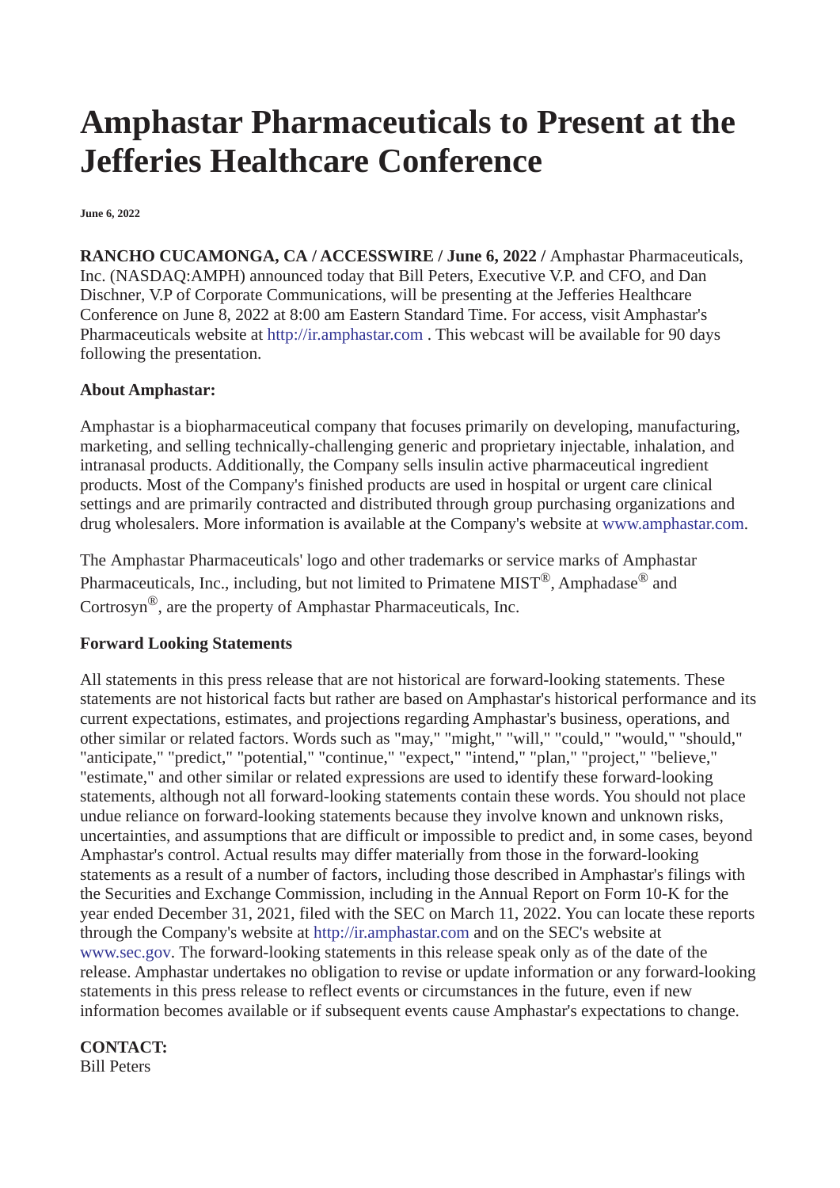# Amphastar Pharmaceuticals to Present at the Jefferies Healthcare Conference

**June 6, 2022**

**RANCHO CUCAMONGA, CA / ACCESSWIRE / June 6, 2022 /** Amphastar Pharmaceuticals, Inc. (NASDAQ:AMPH) announced today that Bill Peters, Executive V.P. and CFO, and Dan Dischner, V.P of Corporate Communications, will be presenting at the Jefferies Healthcare Conference on June 8, 2022 at 8:00 am Eastern Standard Time. For access, visit Amphastar's Pharmaceuticals website at http://ir.amphastar.com . This webcast will be available for 90 days following the presentation.

**About Amphastar:**

Amphastar is a biopharmaceutical company that focuses primarily on developing, manufacturing, marketing, and selling technically-challenging generic and proprietary injectable, inhalation, and intranasal products. Additionally, the Company sells insulin active pharmaceutical ingredient products. Most of the Company's finished products are used in hospital or urgent care clinical settings and are primarily contracted and distributed through group purchasing organizations and drug wholesalers. More information is available at the Company's website at www.amphastar.com.

The Amphastar Pharmaceuticals' logo and other trademarks or service marks of Amphastar Pharmaceuticals, Inc., including, but not limited to Primatene MIST®, Amphadase® and Cortrosyn®, are the property of Amphastar Pharmaceuticals, Inc.

**Forward Looking Statements**

All statements in this press release that are not historical are forward-looking statements. These statements are not historical facts but rather are based on Amphastar's historical performance and its current expectations, estimates, and projections regarding Amphastar's business, operations, and other similar or related factors. Words such as "may," "might," "will," "could," "would," "should," "anticipate," "predict," "potential," "continue," "expect," "intend," "plan," "project," "believe," "estimate," and other similar or related expressions are used to identify these forward-looking statements, although not all forward-looking statements contain these words. You should not place undue reliance on forward-looking statements because they involve known and unknown risks, uncertainties, and assumptions that are difficult or impossible to predict and, in some cases, beyond Amphastar's control. Actual results may differ materially from those in the forward-looking statements as a result of a number of factors, including those described in Amphastar's filings with the Securities and Exchange Commission, including in the Annual Report on Form 10-K for the year ended December 31, 2021, filed with the SEC on March 11, 2022. You can locate these reports through the Company's website at http://ir.amphastar.com and on the SEC's website at www.sec.gov. The forward-looking statements in this release speak only as of the date of the release. Amphastar undertakes no obligation to revise or update information or any forward-looking statements in this press release to reflect events or circumstances in the future, even if new information becomes available or if subsequent events cause Amphastar's expectations to change.

**CONTACT:**
Bill Peters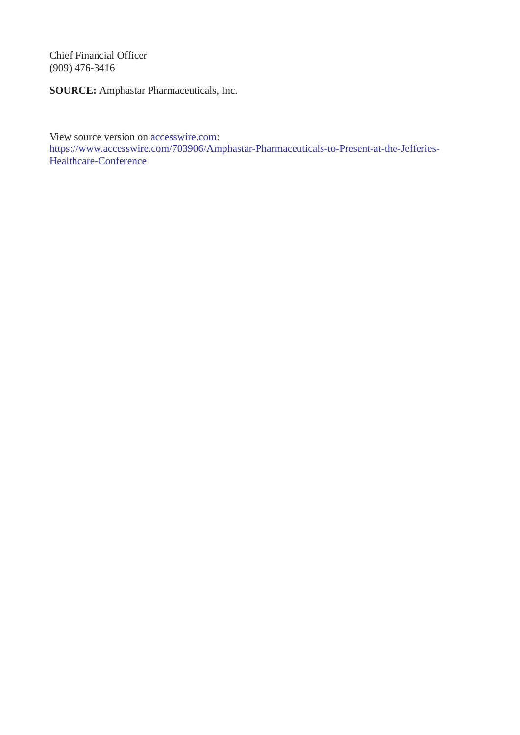Chief Financial Officer
(909) 476-3416

**SOURCE:** Amphastar Pharmaceuticals, Inc.

View source version on accesswire.com:
https://www.accesswire.com/703906/Amphastar-Pharmaceuticals-to-Present-at-the-Jefferies-Healthcare-Conference